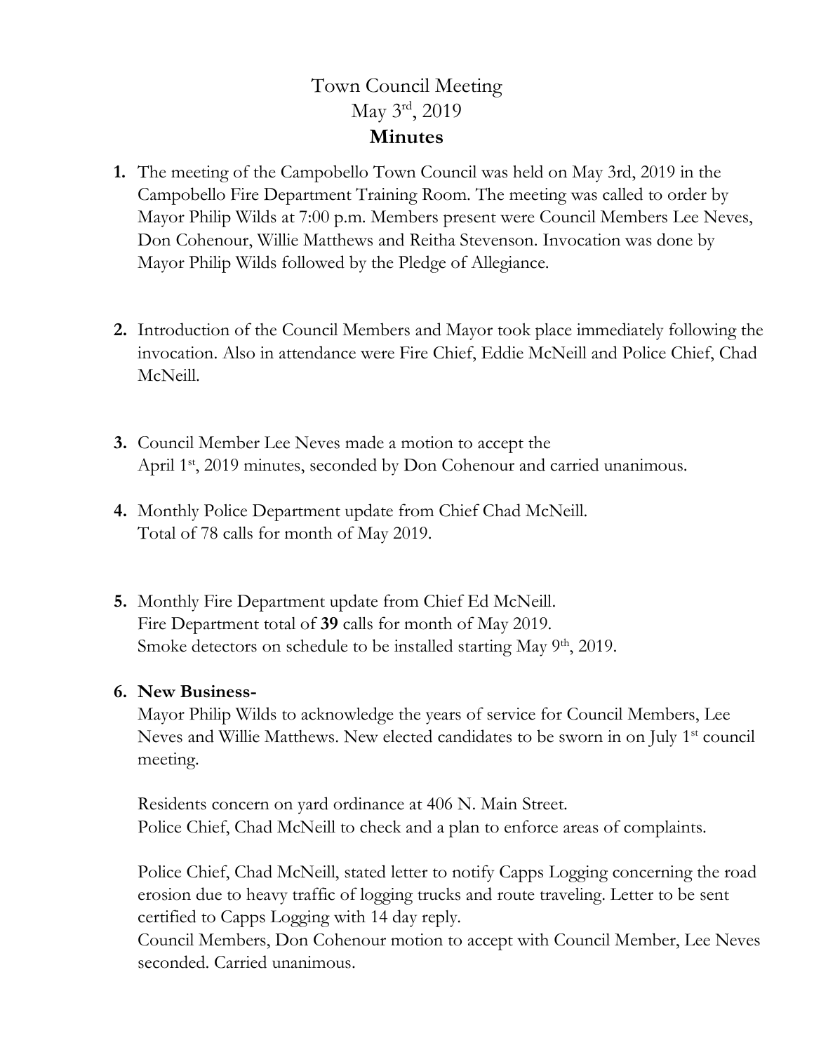# Town Council Meeting

## May 3rd, 2019

## Minutes

1. The meeting of the Campobello Town Council was held on May 3rd, 2019 in the Campobello Fire Department Training Room. The meeting was called to order by Mayor Philip Wilds at 7:00 p.m. Members present were Council Members Lee Neves, Don Cohenour, Willie Matthews and Reitha Stevenson. Invocation was done by Mayor Philip Wilds followed by the Pledge of Allegiance.

2. Introduction of the Council Members and Mayor took place immediately following the invocation. Also in attendance were Fire Chief, Eddie McNeill and Police Chief, Chad McNeill.

3. Council Member Lee Neves made a motion to accept the April 1st, 2019 minutes, seconded by Don Cohenour and carried unanimous.

4. Monthly Police Department update from Chief Chad McNeill.
   Total of 78 calls for month of May 2019.

5. Monthly Fire Department update from Chief Ed McNeill.
   Fire Department total of **39** calls for month of May 2019.
   Smoke detectors on schedule to be installed starting May 9th, 2019.

6. **New Business-**

   Mayor Philip Wilds to acknowledge the years of service for Council Members, Lee Neves and Willie Matthews. New elected candidates to be sworn in on July 1st council meeting.

   Residents concern on yard ordinance at 406 N. Main Street.
   Police Chief, Chad McNeill to check and a plan to enforce areas of complaints.

   Police Chief, Chad McNeill, stated letter to notify Capps Logging concerning the road erosion due to heavy traffic of logging trucks and route traveling. Letter to be sent certified to Capps Logging with 14 day reply.
   Council Members, Don Cohenour motion to accept with Council Member, Lee Neves seconded. Carried unanimous.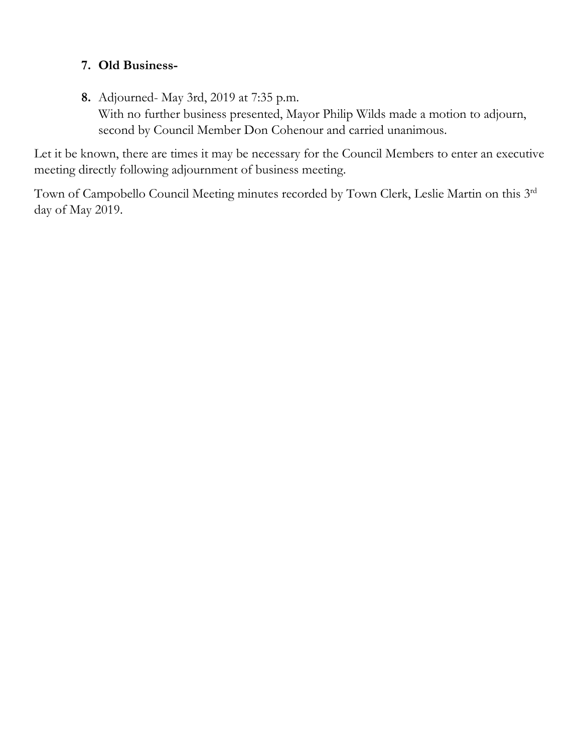7. **Old Business-**

8. Adjourned- May 3rd, 2019 at 7:35 p.m.
   With no further business presented, Mayor Philip Wilds made a motion to adjourn, second by Council Member Don Cohenour and carried unanimous.

Let it be known, there are times it may be necessary for the Council Members to enter an executive meeting directly following adjournment of business meeting.

Town of Campobello Council Meeting minutes recorded by Town Clerk, Leslie Martin on this 3rd day of May 2019.